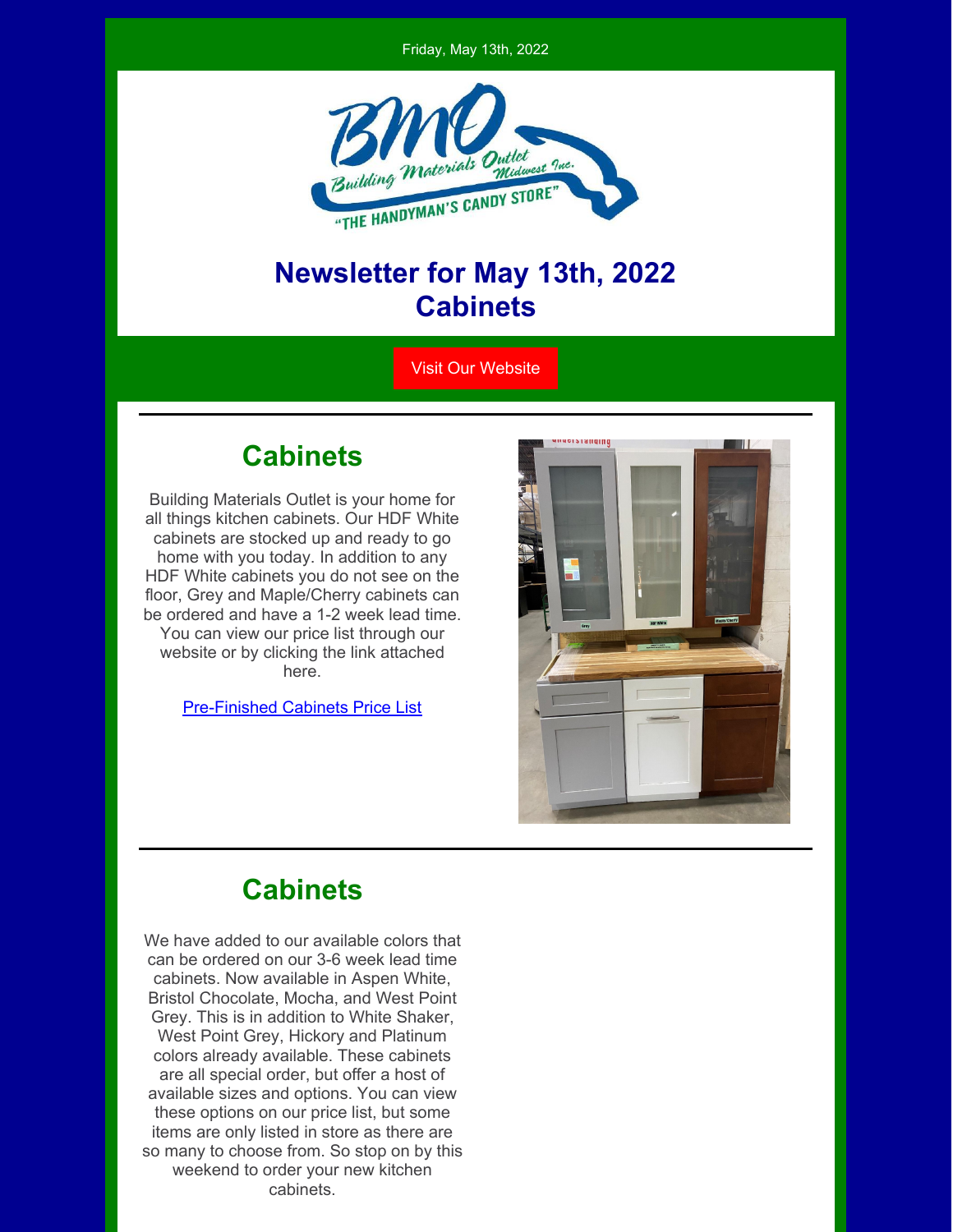Friday, May 13th, 2022

# Newsletter for May 13th, 2022 Cabinets

Visit Our Website

## Cabinets

Building Materials Outlet is your home for all things kitchen cabinets. Our HDF White cabinets are stocked up and ready to go home with you today. In addition to any HDF White cabinets you do not see on the floor, Grey and Maple/Cherry cabinets can be ordered and have a 1-2 week lead time. You can view our price list through our website or by clicking the link attached here.

Pre-Finished Cabinets Price List

## Cabinets

We have added to our available colors that can be ordered on our 3-6 week lead time cabinets. Now available in Aspen White, Bristol Chocolate, Mocha, and West Point Grey. This is in addition to White Shaker, West Point Grey, Hickory and Platinum colors already available. These cabinets are all special order, but offer a host of available sizes and options. You can view these options on our price list, but some items are only listed in store as there are so many to choose from. So stop on by this weekend to order your new kitchen cabinets.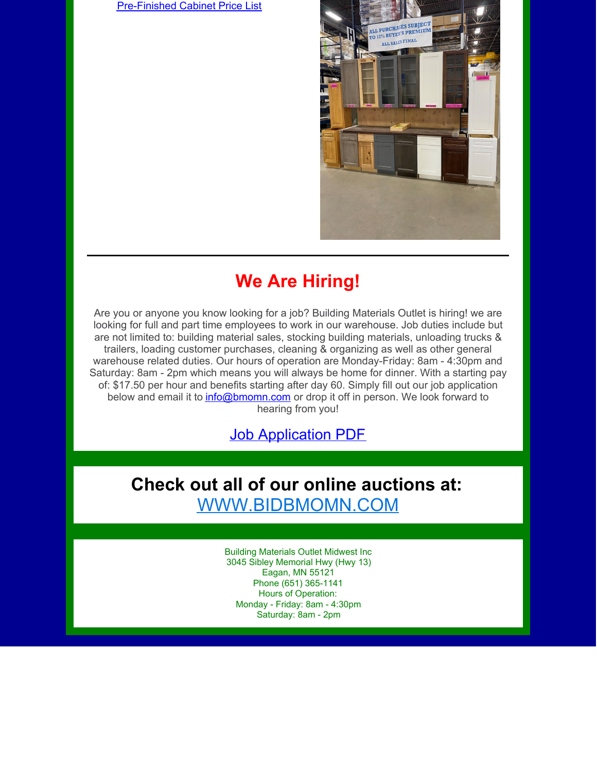Pre-Finished Cabinet Price List

---

## We Are Hiring!

Are you or anyone you know looking for a job? Building Materials Outlet is hiring! we are looking for full and part time employees to work in our warehouse. Job duties include but are not limited to: building material sales, stocking building materials, unloading trucks & trailers, loading customer purchases, cleaning & organizing as well as other general warehouse related duties. Our hours of operation are Monday-Friday: 8am - 4:30pm and Saturday: 8am - 2pm which means you will always be home for dinner. With a starting pay of: $17.50 per hour and benefits starting after day 60. Simply fill out our job application below and email it to info@bmomn.com or drop it off in person. We look forward to hearing from you!

Job Application PDF

## Check out all of our online auctions at: WWW.BIDBMOMN.COM

Building Materials Outlet Midwest Inc
3045 Sibley Memorial Hwy (Hwy 13)
Eagan, MN 55121
Phone (651) 365-1141
Hours of Operation:
Monday - Friday: 8am - 4:30pm
Saturday: 8am - 2pm